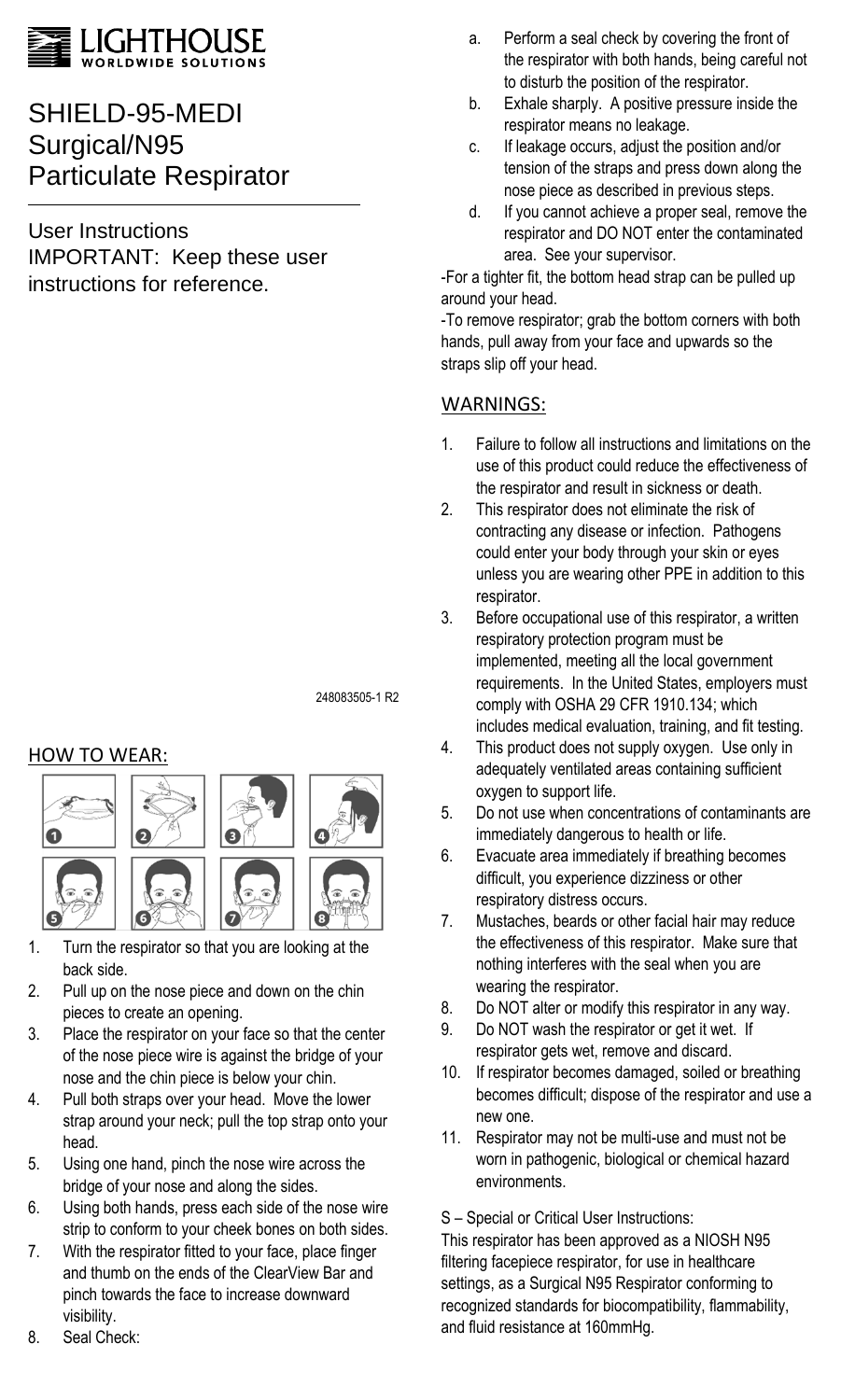LIGHTHOUSE WORLDWIDE SOLUTIONS

# SHIELD-95-MEDI Surgical/N95 Particulate Respirator

User Instructions
IMPORTANT: Keep these user instructions for reference.

248083505-1 R2

## HOW TO WEAR:

1. Turn the respirator so that you are looking at the back side.
2. Pull up on the nose piece and down on the chin pieces to create an opening.
3. Place the respirator on your face so that the center of the nose piece wire is against the bridge of your nose and the chin piece is below your chin.
4. Pull both straps over your head. Move the lower strap around your neck; pull the top strap onto your head.
5. Using one hand, pinch the nose wire across the bridge of your nose and along the sides.
6. Using both hands, press each side of the nose wire strip to conform to your cheek bones on both sides.
7. With the respirator fitted to your face, place finger and thumb on the ends of the ClearView Bar and pinch towards the face to increase downward visibility.
8. Seal Check:
   a. Perform a seal check by covering the front of the respirator with both hands, being careful not to disturb the position of the respirator.
   b. Exhale sharply. A positive pressure inside the respirator means no leakage.
   c. If leakage occurs, adjust the position and/or tension of the straps and press down along the nose piece as described in previous steps.
   d. If you cannot achieve a proper seal, remove the respirator and DO NOT enter the contaminated area. See your supervisor.

-For a tighter fit, the bottom head strap can be pulled up around your head.

-To remove respirator; grab the bottom corners with both hands, pull away from your face and upwards so the straps slip off your head.

## WARNINGS:

1. Failure to follow all instructions and limitations on the use of this product could reduce the effectiveness of the respirator and result in sickness or death.
2. This respirator does not eliminate the risk of contracting any disease or infection. Pathogens could enter your body through your skin or eyes unless you are wearing other PPE in addition to this respirator.
3. Before occupational use of this respirator, a written respiratory protection program must be implemented, meeting all the local government requirements. In the United States, employers must comply with OSHA 29 CFR 1910.134; which includes medical evaluation, training, and fit testing.
4. This product does not supply oxygen. Use only in adequately ventilated areas containing sufficient oxygen to support life.
5. Do not use when concentrations of contaminants are immediately dangerous to health or life.
6. Evacuate area immediately if breathing becomes difficult, you experience dizziness or other respiratory distress occurs.
7. Mustaches, beards or other facial hair may reduce the effectiveness of this respirator. Make sure that nothing interferes with the seal when you are wearing the respirator.
8. Do NOT alter or modify this respirator in any way.
9. Do NOT wash the respirator or get it wet. If respirator gets wet, remove and discard.
10. If respirator becomes damaged, soiled or breathing becomes difficult; dispose of the respirator and use a new one.
11. Respirator may not be multi-use and must not be worn in pathogenic, biological or chemical hazard environments.

S – Special or Critical User Instructions:
This respirator has been approved as a NIOSH N95 filtering facepiece respirator, for use in healthcare settings, as a Surgical N95 Respirator conforming to recognized standards for biocompatibility, flammability, and fluid resistance at 160mmHg.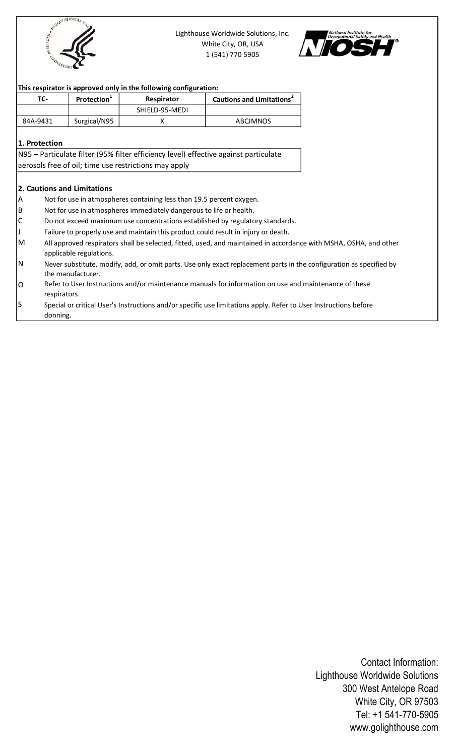Lighthouse Worldwide Solutions, Inc.
White City, OR, USA
1 (541) 770 5905

**This respirator is approved only in the following configuration:**

| TC- | Protection[1] | Respirator | Cautions and Limitations[2] |
|---|---|---|---|
| | | SHIELD-95-MEDI | |
| 84A-9431 | Surgical/N95 | X | ABCJMNOS |

**1. Protection**

N95 – Particulate filter (95% filter efficiency level) effective against particulate aerosols free of oil; time use restrictions may apply

**2. Cautions and Limitations**

A Not for use in atmospheres containing less than 19.5 percent oxygen.

B Not for use in atmospheres immediately dangerous to life or health.

C Do not exceed maximum use concentrations established by regulatory standards.

J Failure to properly use and maintain this product could result in injury or death.

M All approved respirators shall be selected, fitted, used, and maintained in accordance with MSHA, OSHA, and other applicable regulations.

N Never substitute, modify, add, or omit parts. Use only exact replacement parts in the configuration as specified by the manufacturer.

O Refer to User Instructions and/or maintenance manuals for information on use and maintenance of these respirators.

S Special or critical User's Instructions and/or specific use limitations apply. Refer to User Instructions before donning.

Contact Information:
Lighthouse Worldwide Solutions
300 West Antelope Road
White City, OR 97503
Tel: +1 541-770-5905
www.golighthouse.com